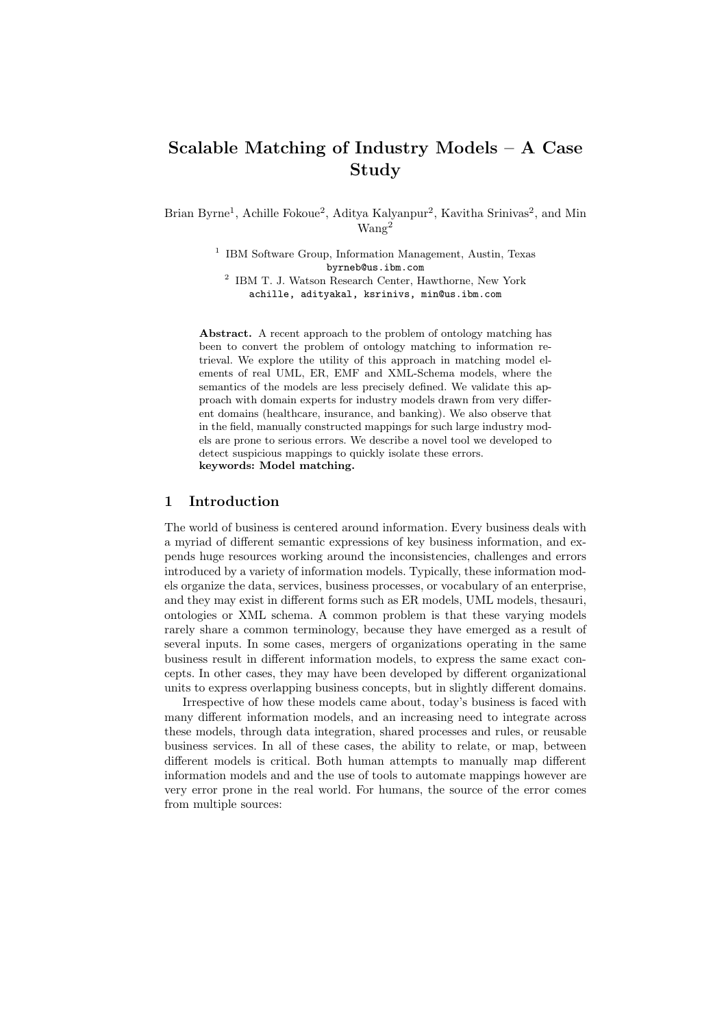# Scalable Matching of Industry Models – A Case Study

Brian Byrne[1], Achille Fokoue[2], Aditya Kalyanpur[2], Kavitha Srinivas[2], and Min Wang[2]

[1] IBM Software Group, Information Management, Austin, Texas
byrneb@us.ibm.com

[2] IBM T. J. Watson Research Center, Hawthorne, New York
achille, adityakal, ksrinivs, min@us.ibm.com

**Abstract.** A recent approach to the problem of ontology matching has been to convert the problem of ontology matching to information retrieval. We explore the utility of this approach in matching model elements of real UML, ER, EMF and XML-Schema models, where the semantics of the models are less precisely defined. We validate this approach with domain experts for industry models drawn from very different domains (healthcare, insurance, and banking). We also observe that in the field, manually constructed mappings for such large industry models are prone to serious errors. We describe a novel tool we developed to detect suspicious mappings to quickly isolate these errors.

**keywords: Model matching.**

## 1 Introduction

The world of business is centered around information. Every business deals with a myriad of different semantic expressions of key business information, and expends huge resources working around the inconsistencies, challenges and errors introduced by a variety of information models. Typically, these information models organize the data, services, business processes, or vocabulary of an enterprise, and they may exist in different forms such as ER models, UML models, thesauri, ontologies or XML schema. A common problem is that these varying models rarely share a common terminology, because they have emerged as a result of several inputs. In some cases, mergers of organizations operating in the same business result in different information models, to express the same exact concepts. In other cases, they may have been developed by different organizational units to express overlapping business concepts, but in slightly different domains.

Irrespective of how these models came about, today's business is faced with many different information models, and an increasing need to integrate across these models, through data integration, shared processes and rules, or reusable business services. In all of these cases, the ability to relate, or map, between different models is critical. Both human attempts to manually map different information models and and the use of tools to automate mappings however are very error prone in the real world. For humans, the source of the error comes from multiple sources: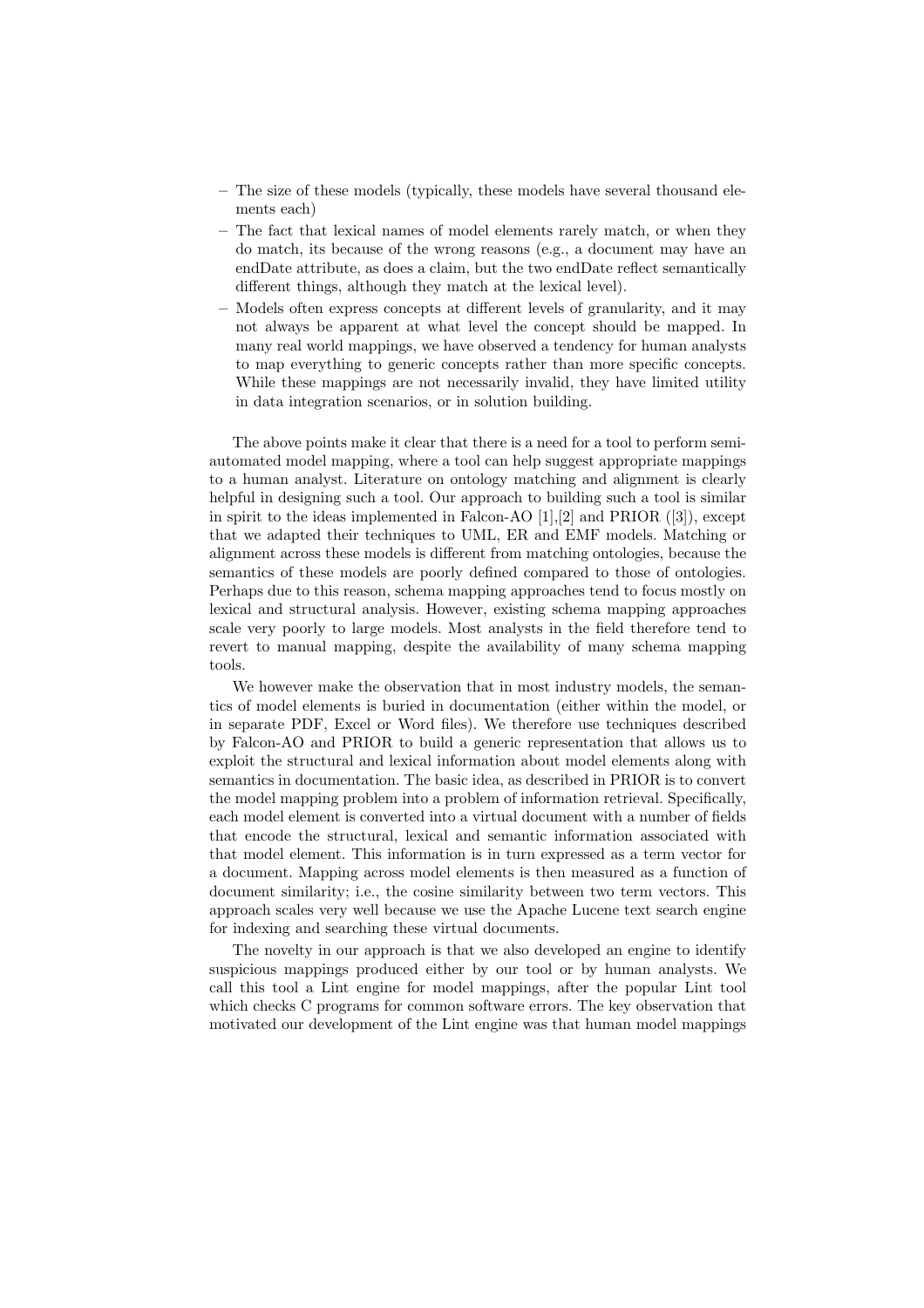- The size of these models (typically, these models have several thousand elements each)
- The fact that lexical names of model elements rarely match, or when they do match, its because of the wrong reasons (e.g., a document may have an endDate attribute, as does a claim, but the two endDate reflect semantically different things, although they match at the lexical level).
- Models often express concepts at different levels of granularity, and it may not always be apparent at what level the concept should be mapped. In many real world mappings, we have observed a tendency for human analysts to map everything to generic concepts rather than more specific concepts. While these mappings are not necessarily invalid, they have limited utility in data integration scenarios, or in solution building.

The above points make it clear that there is a need for a tool to perform semi-automated model mapping, where a tool can help suggest appropriate mappings to a human analyst. Literature on ontology matching and alignment is clearly helpful in designing such a tool. Our approach to building such a tool is similar in spirit to the ideas implemented in Falcon-AO [1],[2] and PRIOR ([3]), except that we adapted their techniques to UML, ER and EMF models. Matching or alignment across these models is different from matching ontologies, because the semantics of these models are poorly defined compared to those of ontologies. Perhaps due to this reason, schema mapping approaches tend to focus mostly on lexical and structural analysis. However, existing schema mapping approaches scale very poorly to large models. Most analysts in the field therefore tend to revert to manual mapping, despite the availability of many schema mapping tools.

We however make the observation that in most industry models, the semantics of model elements is buried in documentation (either within the model, or in separate PDF, Excel or Word files). We therefore use techniques described by Falcon-AO and PRIOR to build a generic representation that allows us to exploit the structural and lexical information about model elements along with semantics in documentation. The basic idea, as described in PRIOR is to convert the model mapping problem into a problem of information retrieval. Specifically, each model element is converted into a virtual document with a number of fields that encode the structural, lexical and semantic information associated with that model element. This information is in turn expressed as a term vector for a document. Mapping across model elements is then measured as a function of document similarity; i.e., the cosine similarity between two term vectors. This approach scales very well because we use the Apache Lucene text search engine for indexing and searching these virtual documents.

The novelty in our approach is that we also developed an engine to identify suspicious mappings produced either by our tool or by human analysts. We call this tool a Lint engine for model mappings, after the popular Lint tool which checks C programs for common software errors. The key observation that motivated our development of the Lint engine was that human model mappings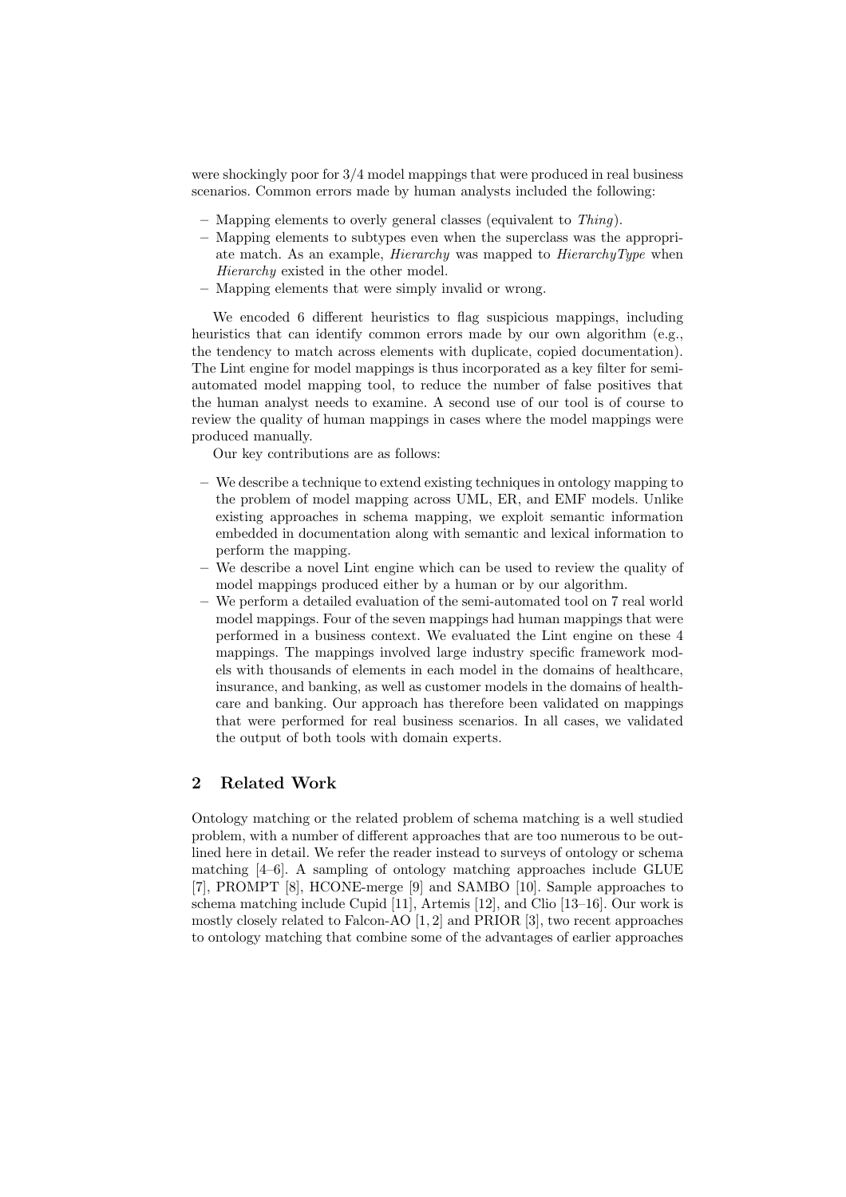were shockingly poor for 3/4 model mappings that were produced in real business scenarios. Common errors made by human analysts included the following:

- Mapping elements to overly general classes (equivalent to *Thing*).
- Mapping elements to subtypes even when the superclass was the appropriate match. As an example, *Hierarchy* was mapped to *HierarchyType* when *Hierarchy* existed in the other model.
- Mapping elements that were simply invalid or wrong.

We encoded 6 different heuristics to flag suspicious mappings, including heuristics that can identify common errors made by our own algorithm (e.g., the tendency to match across elements with duplicate, copied documentation). The Lint engine for model mappings is thus incorporated as a key filter for semi-automated model mapping tool, to reduce the number of false positives that the human analyst needs to examine. A second use of our tool is of course to review the quality of human mappings in cases where the model mappings were produced manually.

Our key contributions are as follows:

- We describe a technique to extend existing techniques in ontology mapping to the problem of model mapping across UML, ER, and EMF models. Unlike existing approaches in schema mapping, we exploit semantic information embedded in documentation along with semantic and lexical information to perform the mapping.
- We describe a novel Lint engine which can be used to review the quality of model mappings produced either by a human or by our algorithm.
- We perform a detailed evaluation of the semi-automated tool on 7 real world model mappings. Four of the seven mappings had human mappings that were performed in a business context. We evaluated the Lint engine on these 4 mappings. The mappings involved large industry specific framework models with thousands of elements in each model in the domains of healthcare, insurance, and banking, as well as customer models in the domains of healthcare and banking. Our approach has therefore been validated on mappings that were performed for real business scenarios. In all cases, we validated the output of both tools with domain experts.

## 2 Related Work

Ontology matching or the related problem of schema matching is a well studied problem, with a number of different approaches that are too numerous to be outlined here in detail. We refer the reader instead to surveys of ontology or schema matching [4–6]. A sampling of ontology matching approaches include GLUE [7], PROMPT [8], HCONE-merge [9] and SAMBO [10]. Sample approaches to schema matching include Cupid [11], Artemis [12], and Clio [13–16]. Our work is mostly closely related to Falcon-AO [1, 2] and PRIOR [3], two recent approaches to ontology matching that combine some of the advantages of earlier approaches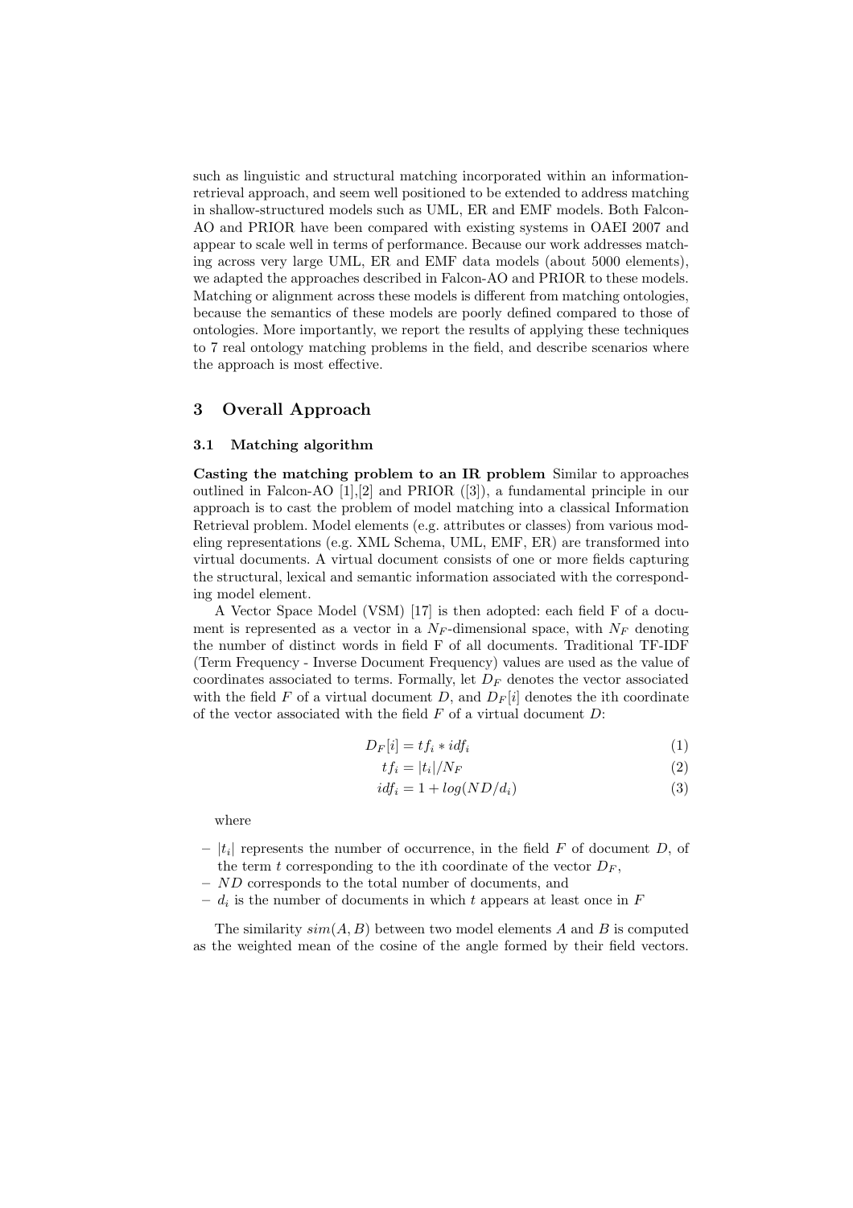such as linguistic and structural matching incorporated within an information-retrieval approach, and seem well positioned to be extended to address matching in shallow-structured models such as UML, ER and EMF models. Both Falcon-AO and PRIOR have been compared with existing systems in OAEI 2007 and appear to scale well in terms of performance. Because our work addresses matching across very large UML, ER and EMF data models (about 5000 elements), we adapted the approaches described in Falcon-AO and PRIOR to these models. Matching or alignment across these models is different from matching ontologies, because the semantics of these models are poorly defined compared to those of ontologies. More importantly, we report the results of applying these techniques to 7 real ontology matching problems in the field, and describe scenarios where the approach is most effective.

## 3 Overall Approach

### 3.1 Matching algorithm

**Casting the matching problem to an IR problem** Similar to approaches outlined in Falcon-AO [1],[2] and PRIOR ([3]), a fundamental principle in our approach is to cast the problem of model matching into a classical Information Retrieval problem. Model elements (e.g. attributes or classes) from various modeling representations (e.g. XML Schema, UML, EMF, ER) are transformed into virtual documents. A virtual document consists of one or more fields capturing the structural, lexical and semantic information associated with the corresponding model element.

A Vector Space Model (VSM) [17] is then adopted: each field F of a document is represented as a vector in a $N_F$-dimensional space, with $N_F$ denoting the number of distinct words in field F of all documents. Traditional TF-IDF (Term Frequency - Inverse Document Frequency) values are used as the value of coordinates associated to terms. Formally, let $D_F$ denotes the vector associated with the field $F$ of a virtual document $D$, and $D_F[i]$ denotes the ith coordinate of the vector associated with the field $F$ of a virtual document $D$:

$$D_F[i] = tf_i * idf_i \tag{1}$$

$$tf_i = |t_i|/N_F \tag{2}$$

$$idf_i = 1 + log(ND/d_i) \tag{3}$$

where

- $|t_i|$ represents the number of occurrence, in the field $F$ of document $D$, of the term $t$ corresponding to the ith coordinate of the vector $D_F$,
- $ND$ corresponds to the total number of documents, and
- $d_i$ is the number of documents in which $t$ appears at least once in $F$

The similarity $sim(A, B)$ between two model elements $A$ and $B$ is computed as the weighted mean of the cosine of the angle formed by their field vectors.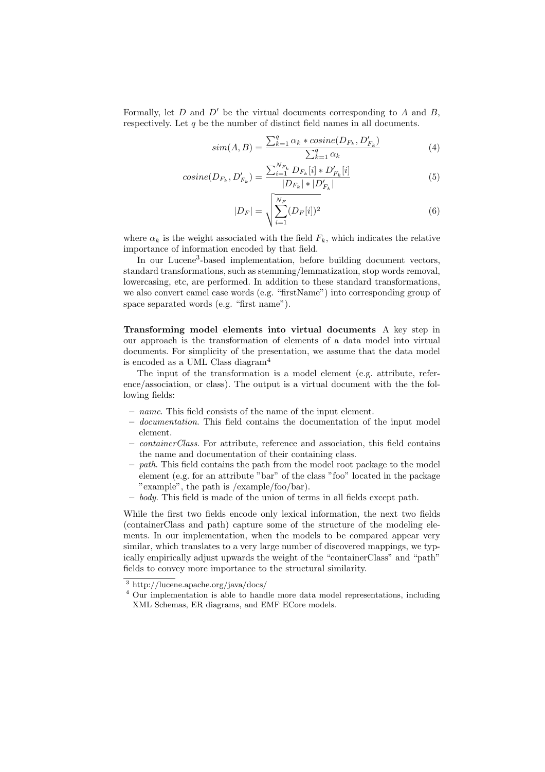Formally, let $D$ and $D'$ be the virtual documents corresponding to $A$ and $B$, respectively. Let $q$ be the number of distinct field names in all documents.

$$sim(A, B) = \frac{\sum_{k=1}^{q} \alpha_k * cosine(D_{F_k}, D'_{F_k})}{\sum_{k=1}^{q} \alpha_k} \tag{4}$$

$$cosine(D_{F_k}, D'_{F_k}) = \frac{\sum_{i=1}^{N_{F_k}} D_{F_k}[i] * D'_{F_k}[i]}{|D_{F_k}| * |D'_{F_k}|} \tag{5}$$

$$|D_F| = \sqrt{\sum_{i=1}^{N_F} (D_F[i])^2} \tag{6}$$

where $\alpha_k$ is the weight associated with the field $F_k$, which indicates the relative importance of information encoded by that field.

In our Lucene[3]-based implementation, before building document vectors, standard transformations, such as stemming/lemmatization, stop words removal, lowercasing, etc, are performed. In addition to these standard transformations, we also convert camel case words (e.g. "firstName") into corresponding group of space separated words (e.g. "first name").

**Transforming model elements into virtual documents** A key step in our approach is the transformation of elements of a data model into virtual documents. For simplicity of the presentation, we assume that the data model is encoded as a UML Class diagram[4]

The input of the transformation is a model element (e.g. attribute, reference/association, or class). The output is a virtual document with the the following fields:

- *name*. This field consists of the name of the input element.
- *documentation*. This field contains the documentation of the input model element.
- *containerClass*. For attribute, reference and association, this field contains the name and documentation of their containing class.
- *path*. This field contains the path from the model root package to the model element (e.g. for an attribute "bar" of the class "foo" located in the package "example", the path is /example/foo/bar).
- *body*. This field is made of the union of terms in all fields except path.

While the first two fields encode only lexical information, the next two fields (containerClass and path) capture some of the structure of the modeling elements. In our implementation, when the models to be compared appear very similar, which translates to a very large number of discovered mappings, we typically empirically adjust upwards the weight of the "containerClass" and "path" fields to convey more importance to the structural similarity.

[3] http://lucene.apache.org/java/docs/

[4] Our implementation is able to handle more data model representations, including XML Schemas, ER diagrams, and EMF ECore models.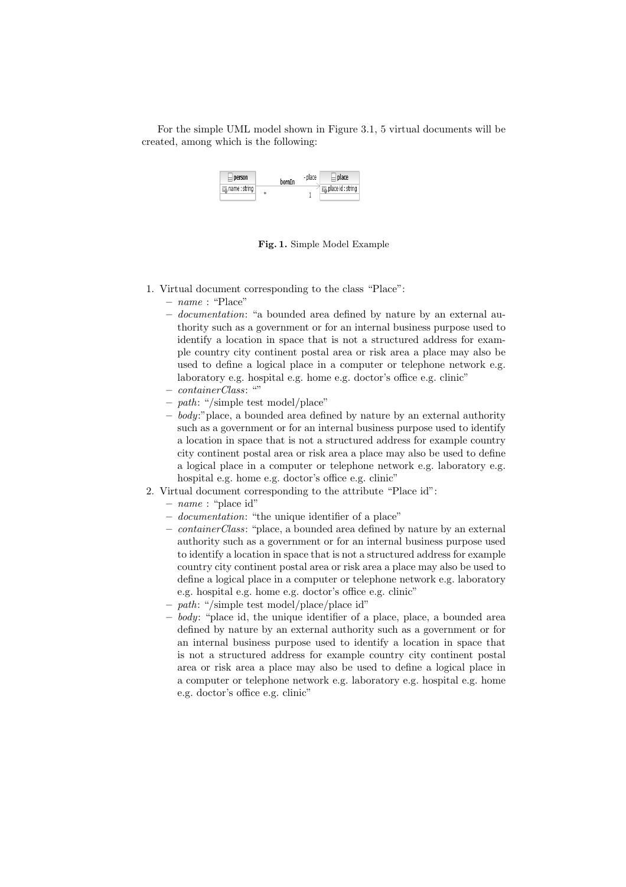For the simple UML model shown in Figure 3.1, 5 virtual documents will be created, among which is the following:

person
name : string
bornIn
- place
place
place id : string
*
1

**Fig. 1.** Simple Model Example

1. Virtual document corresponding to the class "Place":
   - *name* : "Place"
   - *documentation*: "a bounded area defined by nature by an external authority such as a government or for an internal business purpose used to identify a location in space that is not a structured address for example country city continent postal area or risk area a place may also be used to define a logical place in a computer or telephone network e.g. laboratory e.g. hospital e.g. home e.g. doctor's office e.g. clinic"
   - *containerClass*: ""
   - *path*: "/simple test model/place"
   - *body*:"place, a bounded area defined by nature by an external authority such as a government or for an internal business purpose used to identify a location in space that is not a structured address for example country city continent postal area or risk area a place may also be used to define a logical place in a computer or telephone network e.g. laboratory e.g. hospital e.g. home e.g. doctor's office e.g. clinic"
2. Virtual document corresponding to the attribute "Place id":
   - *name* : "place id"
   - *documentation*: "the unique identifier of a place"
   - *containerClass*: "place, a bounded area defined by nature by an external authority such as a government or for an internal business purpose used to identify a location in space that is not a structured address for example country city continent postal area or risk area a place may also be used to define a logical place in a computer or telephone network e.g. laboratory e.g. hospital e.g. home e.g. doctor's office e.g. clinic"
   - *path*: "/simple test model/place/place id"
   - *body*: "place id, the unique identifier of a place, place, a bounded area defined by nature by an external authority such as a government or for an internal business purpose used to identify a location in space that is not a structured address for example country city continent postal area or risk area a place may also be used to define a logical place in a computer or telephone network e.g. laboratory e.g. hospital e.g. home e.g. doctor's office e.g. clinic"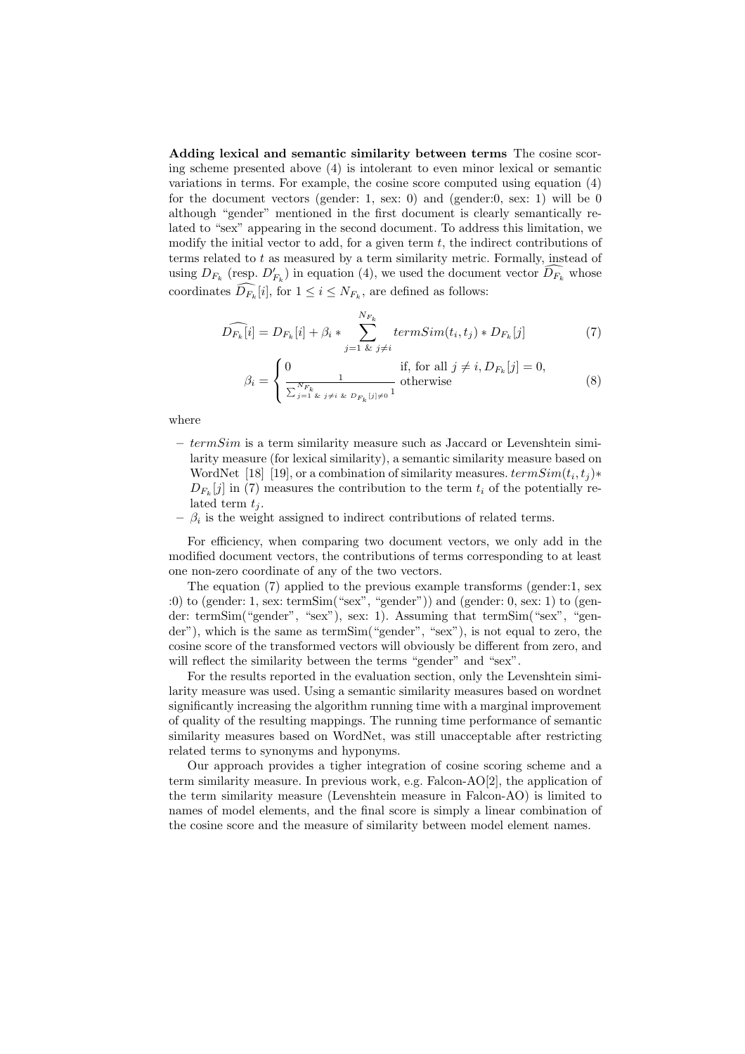**Adding lexical and semantic similarity between terms** The cosine scoring scheme presented above (4) is intolerant to even minor lexical or semantic variations in terms. For example, the cosine score computed using equation (4) for the document vectors (gender: 1, sex: 0) and (gender:0, sex: 1) will be 0 although "gender" mentioned in the first document is clearly semantically related to "sex" appearing in the second document. To address this limitation, we modify the initial vector to add, for a given term $t$, the indirect contributions of terms related to $t$ as measured by a term similarity metric. Formally, instead of using $D_{F_k}$ (resp. $D'_{F_k}$) in equation (4), we used the document vector $\widehat{D_{F_k}}$ whose coordinates $\widehat{D_{F_k}}[i]$, for $1 \leq i \leq N_{F_k}$, are defined as follows:

$$\widehat{D_{F_k}}[i] = D_{F_k}[i] + \beta_i * \sum_{j=1 \ \& \ j \neq i}^{N_{F_k}} termSim(t_i, t_j) * D_{F_k}[j] \tag{7}$$

$$\beta_i = \begin{cases} 0 & \text{if, for all } j \neq i, D_{F_k}[j] = 0, \\ \frac{1}{\sum_{j=1 \ \& \ j \neq i \ \& \ D_{F_k}[j] \neq 0}^{N_{F_k}} 1} & \text{otherwise} \end{cases} \tag{8}$$

where

- $termSim$ is a term similarity measure such as Jaccard or Levenshtein similarity measure (for lexical similarity), a semantic similarity measure based on WordNet [18] [19], or a combination of similarity measures. $termSim(t_i, t_j) * D_{F_k}[j]$ in (7) measures the contribution to the term $t_i$ of the potentially related term $t_j$.
- $\beta_i$ is the weight assigned to indirect contributions of related terms.

For efficiency, when comparing two document vectors, we only add in the modified document vectors, the contributions of terms corresponding to at least one non-zero coordinate of any of the two vectors.

The equation (7) applied to the previous example transforms (gender:1, sex :0) to (gender: 1, sex: termSim("sex", "gender")) and (gender: 0, sex: 1) to (gender: termSim("gender", "sex"), sex: 1). Assuming that termSim("sex", "gender"), which is the same as termSim("gender", "sex"), is not equal to zero, the cosine score of the transformed vectors will obviously be different from zero, and will reflect the similarity between the terms "gender" and "sex".

For the results reported in the evaluation section, only the Levenshtein similarity measure was used. Using a semantic similarity measures based on wordnet significantly increasing the algorithm running time with a marginal improvement of quality of the resulting mappings. The running time performance of semantic similarity measures based on WordNet, was still unacceptable after restricting related terms to synonyms and hyponyms.

Our approach provides a tigher integration of cosine scoring scheme and a term similarity measure. In previous work, e.g. Falcon-AO[2], the application of the term similarity measure (Levenshtein measure in Falcon-AO) is limited to names of model elements, and the final score is simply a linear combination of the cosine score and the measure of similarity between model element names.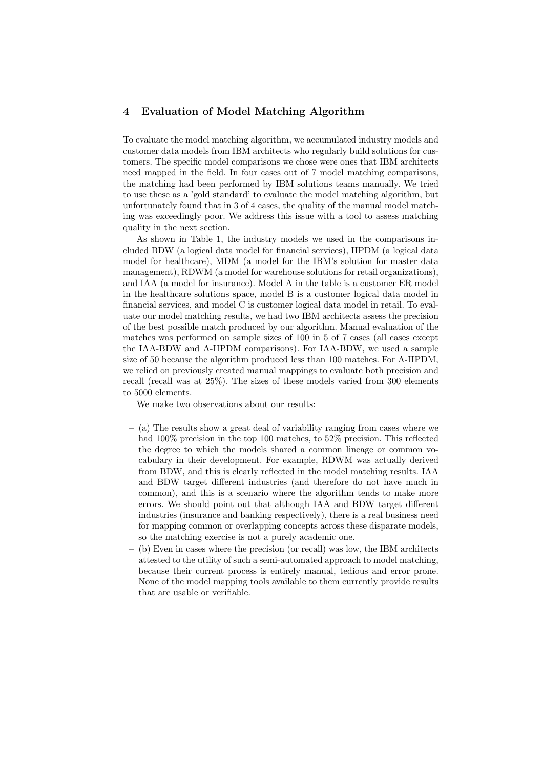## 4 Evaluation of Model Matching Algorithm

To evaluate the model matching algorithm, we accumulated industry models and customer data models from IBM architects who regularly build solutions for customers. The specific model comparisons we chose were ones that IBM architects need mapped in the field. In four cases out of 7 model matching comparisons, the matching had been performed by IBM solutions teams manually. We tried to use these as a 'gold standard' to evaluate the model matching algorithm, but unfortunately found that in 3 of 4 cases, the quality of the manual model matching was exceedingly poor. We address this issue with a tool to assess matching quality in the next section.

As shown in Table 1, the industry models we used in the comparisons included BDW (a logical data model for financial services), HPDM (a logical data model for healthcare), MDM (a model for the IBM's solution for master data management), RDWM (a model for warehouse solutions for retail organizations), and IAA (a model for insurance). Model A in the table is a customer ER model in the healthcare solutions space, model B is a customer logical data model in financial services, and model C is customer logical data model in retail. To evaluate our model matching results, we had two IBM architects assess the precision of the best possible match produced by our algorithm. Manual evaluation of the matches was performed on sample sizes of 100 in 5 of 7 cases (all cases except the IAA-BDW and A-HPDM comparisons). For IAA-BDW, we used a sample size of 50 because the algorithm produced less than 100 matches. For A-HPDM, we relied on previously created manual mappings to evaluate both precision and recall (recall was at 25%). The sizes of these models varied from 300 elements to 5000 elements.

We make two observations about our results:

- (a) The results show a great deal of variability ranging from cases where we had 100% precision in the top 100 matches, to 52% precision. This reflected the degree to which the models shared a common lineage or common vocabulary in their development. For example, RDWM was actually derived from BDW, and this is clearly reflected in the model matching results. IAA and BDW target different industries (and therefore do not have much in common), and this is a scenario where the algorithm tends to make more errors. We should point out that although IAA and BDW target different industries (insurance and banking respectively), there is a real business need for mapping common or overlapping concepts across these disparate models, so the matching exercise is not a purely academic one.
- (b) Even in cases where the precision (or recall) was low, the IBM architects attested to the utility of such a semi-automated approach to model matching, because their current process is entirely manual, tedious and error prone. None of the model mapping tools available to them currently provide results that are usable or verifiable.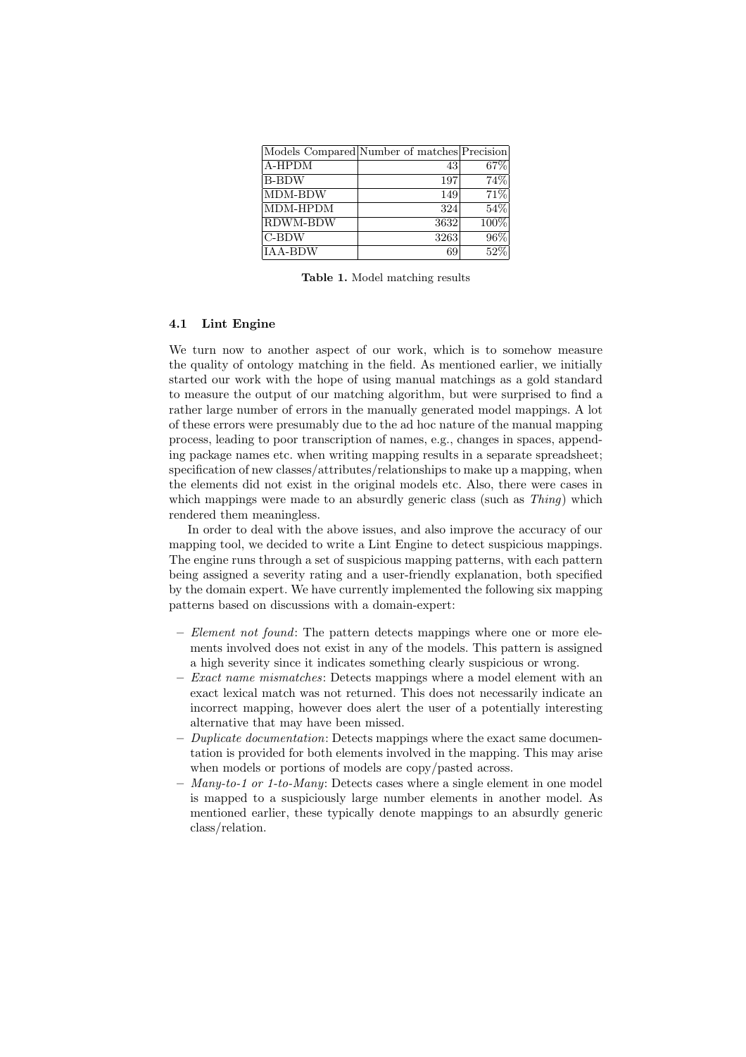| Models Compared | Number of matches | Precision |
|---|---|---|
| A-HPDM | 43 | 67% |
| B-BDW | 197 | 74% |
| MDM-BDW | 149 | 71% |
| MDM-HPDM | 324 | 54% |
| RDWM-BDW | 3632 | 100% |
| C-BDW | 3263 | 96% |
| IAA-BDW | 69 | 52% |

**Table 1.** Model matching results

### 4.1 Lint Engine

We turn now to another aspect of our work, which is to somehow measure the quality of ontology matching in the field. As mentioned earlier, we initially started our work with the hope of using manual matchings as a gold standard to measure the output of our matching algorithm, but were surprised to find a rather large number of errors in the manually generated model mappings. A lot of these errors were presumably due to the ad hoc nature of the manual mapping process, leading to poor transcription of names, e.g., changes in spaces, appending package names etc. when writing mapping results in a separate spreadsheet; specification of new classes/attributes/relationships to make up a mapping, when the elements did not exist in the original models etc. Also, there were cases in which mappings were made to an absurdly generic class (such as *Thing*) which rendered them meaningless.

In order to deal with the above issues, and also improve the accuracy of our mapping tool, we decided to write a Lint Engine to detect suspicious mappings. The engine runs through a set of suspicious mapping patterns, with each pattern being assigned a severity rating and a user-friendly explanation, both specified by the domain expert. We have currently implemented the following six mapping patterns based on discussions with a domain-expert:

- *Element not found*: The pattern detects mappings where one or more elements involved does not exist in any of the models. This pattern is assigned a high severity since it indicates something clearly suspicious or wrong.
- *Exact name mismatches*: Detects mappings where a model element with an exact lexical match was not returned. This does not necessarily indicate an incorrect mapping, however does alert the user of a potentially interesting alternative that may have been missed.
- *Duplicate documentation*: Detects mappings where the exact same documentation is provided for both elements involved in the mapping. This may arise when models or portions of models are copy/pasted across.
- *Many-to-1 or 1-to-Many*: Detects cases where a single element in one model is mapped to a suspiciously large number elements in another model. As mentioned earlier, these typically denote mappings to an absurdly generic class/relation.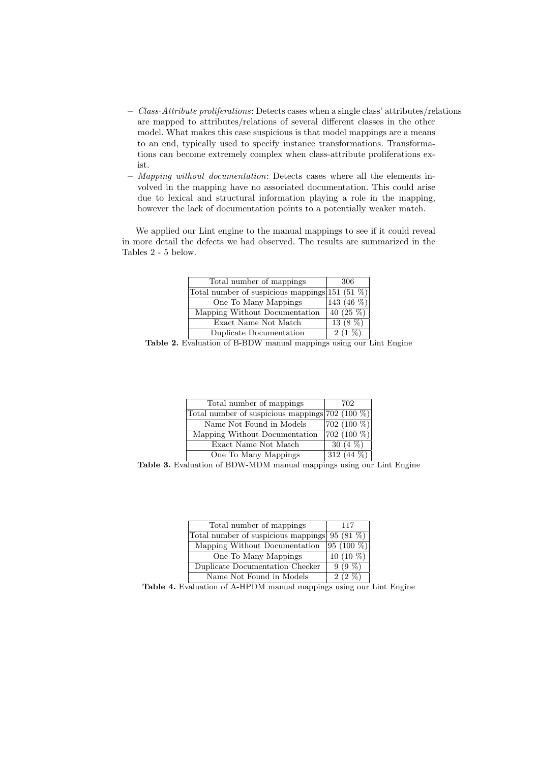- *Class-Attribute proliferations*: Detects cases when a single class' attributes/relations are mapped to attributes/relations of several different classes in the other model. What makes this case suspicious is that model mappings are a means to an end, typically used to specify instance transformations. Transformations can become extremely complex when class-attribute proliferations exist.
- *Mapping without documentation*: Detects cases where all the elements involved in the mapping have no associated documentation. This could arise due to lexical and structural information playing a role in the mapping, however the lack of documentation points to a potentially weaker match.

We applied our Lint engine to the manual mappings to see if it could reveal in more detail the defects we had observed. The results are summarized in the Tables 2 - 5 below.

| | |
|---|---|
| Total number of mappings | 306 |
| Total number of suspicious mappings | 151 (51 %) |
| One To Many Mappings | 143 (46 %) |
| Mapping Without Documentation | 40 (25 %) |
| Exact Name Not Match | 13 (8 %) |
| Duplicate Documentation | 2 (1 %) |

**Table 2.** Evaluation of B-BDW manual mappings using our Lint Engine

| | |
|---|---|
| Total number of mappings | 702 |
| Total number of suspicious mappings | 702 (100 %) |
| Name Not Found in Models | 702 (100 %) |
| Mapping Without Documentation | 702 (100 %) |
| Exact Name Not Match | 30 (4 %) |
| One To Many Mappings | 312 (44 %) |

**Table 3.** Evaluation of BDW-MDM manual mappings using our Lint Engine

| | |
|---|---|
| Total number of mappings | 117 |
| Total number of suspicious mappings | 95 (81 %) |
| Mapping Without Documentation | 95 (100 %) |
| One To Many Mappings | 10 (10 %) |
| Duplicate Documentation Checker | 9 (9 %) |
| Name Not Found in Models | 2 (2 %) |

**Table 4.** Evaluation of A-HPDM manual mappings using our Lint Engine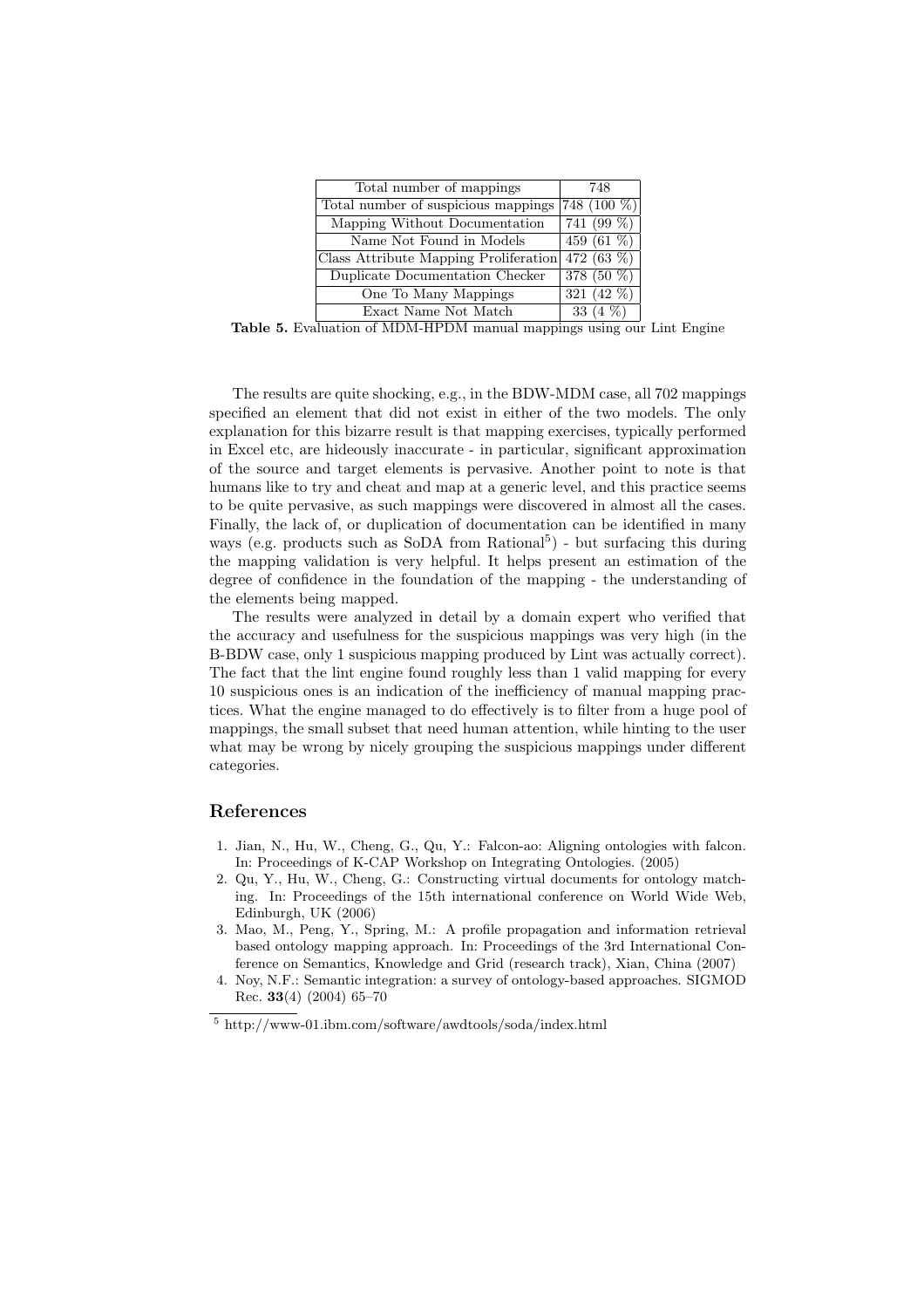| | |
|---|---|
| Total number of mappings | 748 |
| Total number of suspicious mappings | 748 (100 %) |
| Mapping Without Documentation | 741 (99 %) |
| Name Not Found in Models | 459 (61 %) |
| Class Attribute Mapping Proliferation | 472 (63 %) |
| Duplicate Documentation Checker | 378 (50 %) |
| One To Many Mappings | 321 (42 %) |
| Exact Name Not Match | 33 (4 %) |

**Table 5.** Evaluation of MDM-HPDM manual mappings using our Lint Engine

The results are quite shocking, e.g., in the BDW-MDM case, all 702 mappings specified an element that did not exist in either of the two models. The only explanation for this bizarre result is that mapping exercises, typically performed in Excel etc, are hideously inaccurate - in particular, significant approximation of the source and target elements is pervasive. Another point to note is that humans like to try and cheat and map at a generic level, and this practice seems to be quite pervasive, as such mappings were discovered in almost all the cases. Finally, the lack of, or duplication of documentation can be identified in many ways (e.g. products such as SoDA from Rational[5]) - but surfacing this during the mapping validation is very helpful. It helps present an estimation of the degree of confidence in the foundation of the mapping - the understanding of the elements being mapped.

The results were analyzed in detail by a domain expert who verified that the accuracy and usefulness for the suspicious mappings was very high (in the B-BDW case, only 1 suspicious mapping produced by Lint was actually correct). The fact that the lint engine found roughly less than 1 valid mapping for every 10 suspicious ones is an indication of the inefficiency of manual mapping practices. What the engine managed to do effectively is to filter from a huge pool of mappings, the small subset that need human attention, while hinting to the user what may be wrong by nicely grouping the suspicious mappings under different categories.

## References

1. Jian, N., Hu, W., Cheng, G., Qu, Y.: Falcon-ao: Aligning ontologies with falcon. In: Proceedings of K-CAP Workshop on Integrating Ontologies. (2005)
2. Qu, Y., Hu, W., Cheng, G.: Constructing virtual documents for ontology matching. In: Proceedings of the 15th international conference on World Wide Web, Edinburgh, UK (2006)
3. Mao, M., Peng, Y., Spring, M.: A profile propagation and information retrieval based ontology mapping approach. In: Proceedings of the 3rd International Conference on Semantics, Knowledge and Grid (research track), Xian, China (2007)
4. Noy, N.F.: Semantic integration: a survey of ontology-based approaches. SIGMOD Rec. **33**(4) (2004) 65–70

[5] http://www-01.ibm.com/software/awdtools/soda/index.html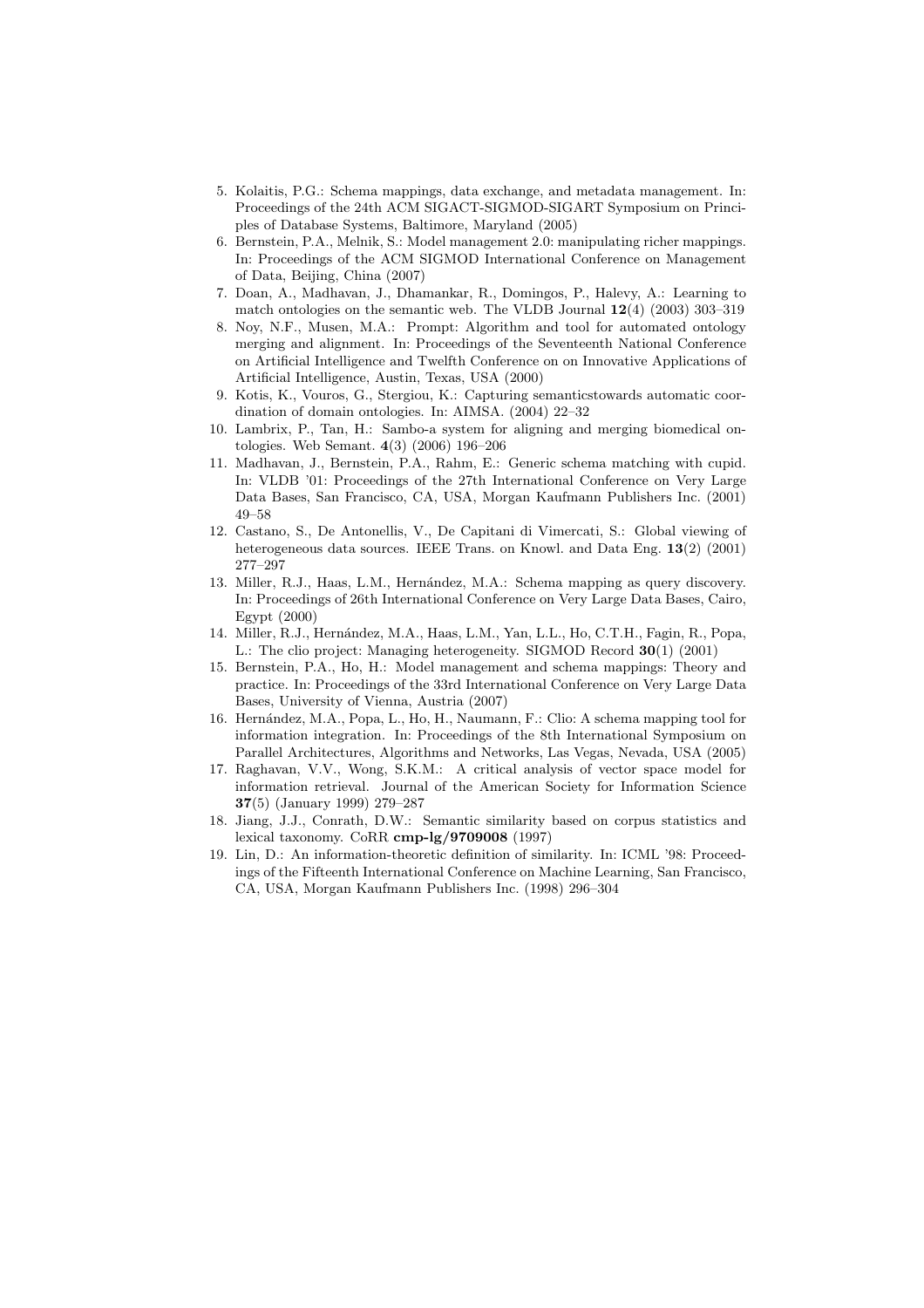5. Kolaitis, P.G.: Schema mappings, data exchange, and metadata management. In: Proceedings of the 24th ACM SIGACT-SIGMOD-SIGART Symposium on Principles of Database Systems, Baltimore, Maryland (2005)
6. Bernstein, P.A., Melnik, S.: Model management 2.0: manipulating richer mappings. In: Proceedings of the ACM SIGMOD International Conference on Management of Data, Beijing, China (2007)
7. Doan, A., Madhavan, J., Dhamankar, R., Domingos, P., Halevy, A.: Learning to match ontologies on the semantic web. The VLDB Journal **12**(4) (2003) 303–319
8. Noy, N.F., Musen, M.A.: Prompt: Algorithm and tool for automated ontology merging and alignment. In: Proceedings of the Seventeenth National Conference on Artificial Intelligence and Twelfth Conference on on Innovative Applications of Artificial Intelligence, Austin, Texas, USA (2000)
9. Kotis, K., Vouros, G., Stergiou, K.: Capturing semanticstowards automatic coordination of domain ontologies. In: AIMSA. (2004) 22–32
10. Lambrix, P., Tan, H.: Sambo-a system for aligning and merging biomedical ontologies. Web Semant. **4**(3) (2006) 196–206
11. Madhavan, J., Bernstein, P.A., Rahm, E.: Generic schema matching with cupid. In: VLDB '01: Proceedings of the 27th International Conference on Very Large Data Bases, San Francisco, CA, USA, Morgan Kaufmann Publishers Inc. (2001) 49–58
12. Castano, S., De Antonellis, V., De Capitani di Vimercati, S.: Global viewing of heterogeneous data sources. IEEE Trans. on Knowl. and Data Eng. **13**(2) (2001) 277–297
13. Miller, R.J., Haas, L.M., Hernández, M.A.: Schema mapping as query discovery. In: Proceedings of 26th International Conference on Very Large Data Bases, Cairo, Egypt (2000)
14. Miller, R.J., Hernández, M.A., Haas, L.M., Yan, L.L., Ho, C.T.H., Fagin, R., Popa, L.: The clio project: Managing heterogeneity. SIGMOD Record **30**(1) (2001)
15. Bernstein, P.A., Ho, H.: Model management and schema mappings: Theory and practice. In: Proceedings of the 33rd International Conference on Very Large Data Bases, University of Vienna, Austria (2007)
16. Hernández, M.A., Popa, L., Ho, H., Naumann, F.: Clio: A schema mapping tool for information integration. In: Proceedings of the 8th International Symposium on Parallel Architectures, Algorithms and Networks, Las Vegas, Nevada, USA (2005)
17. Raghavan, V.V., Wong, S.K.M.: A critical analysis of vector space model for information retrieval. Journal of the American Society for Information Science **37**(5) (January 1999) 279–287
18. Jiang, J.J., Conrath, D.W.: Semantic similarity based on corpus statistics and lexical taxonomy. CoRR **cmp-lg/9709008** (1997)
19. Lin, D.: An information-theoretic definition of similarity. In: ICML '98: Proceedings of the Fifteenth International Conference on Machine Learning, San Francisco, CA, USA, Morgan Kaufmann Publishers Inc. (1998) 296–304